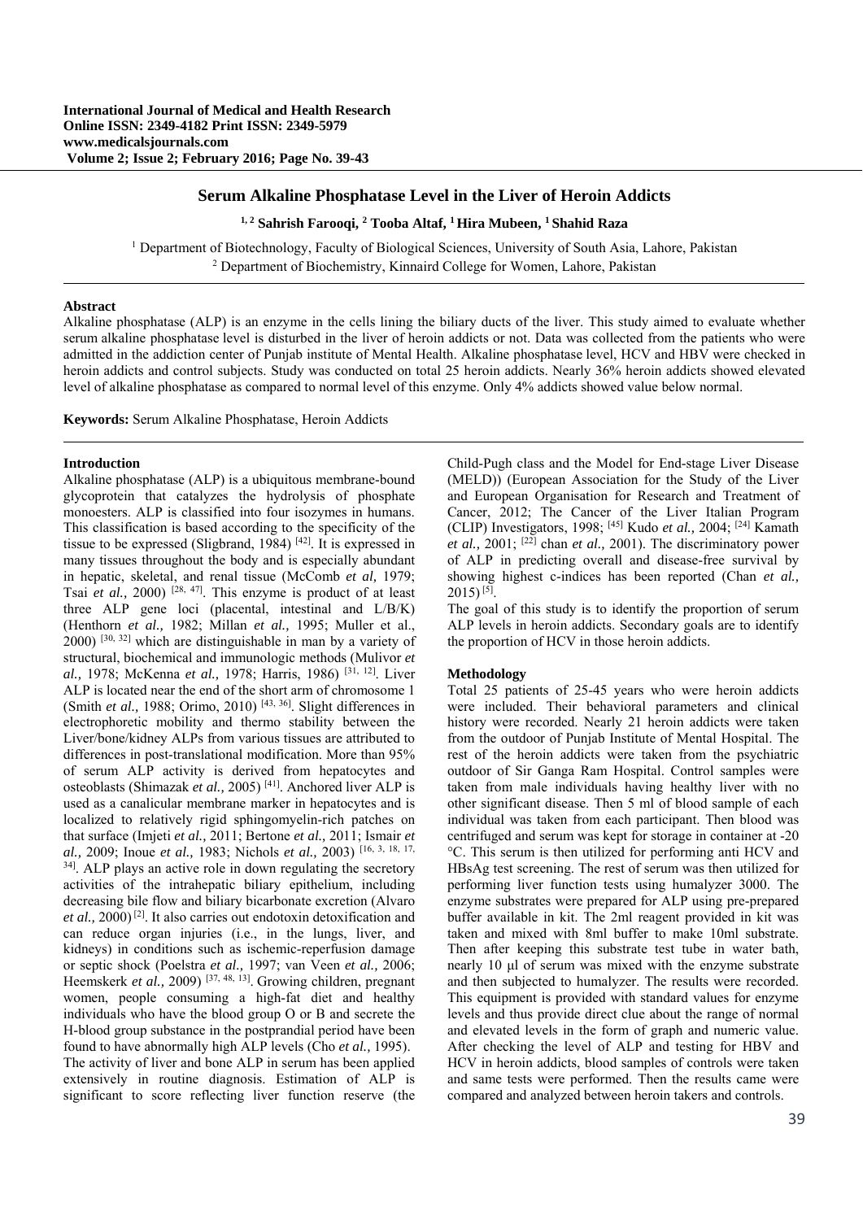# Serum Alkaline Phosphatase Level in the Liver of Heroin Addicts

**[1, 2] Sahrish Farooqi, [2] Tooba Altaf, [1] Hira Mubeen, [1] Shahid Raza**

[1] Department of Biotechnology, Faculty of Biological Sciences, University of South Asia, Lahore, Pakistan
[2] Department of Biochemistry, Kinnaird College for Women, Lahore, Pakistan

### Abstract

Alkaline phosphatase (ALP) is an enzyme in the cells lining the biliary ducts of the liver. This study aimed to evaluate whether serum alkaline phosphatase level is disturbed in the liver of heroin addicts or not. Data was collected from the patients who were admitted in the addiction center of Punjab institute of Mental Health. Alkaline phosphatase level, HCV and HBV were checked in heroin addicts and control subjects. Study was conducted on total 25 heroin addicts. Nearly 36% heroin addicts showed elevated level of alkaline phosphatase as compared to normal level of this enzyme. Only 4% addicts showed value below normal.

**Keywords:** Serum Alkaline Phosphatase, Heroin Addicts

### Introduction

Alkaline phosphatase (ALP) is a ubiquitous membrane-bound glycoprotein that catalyzes the hydrolysis of phosphate monoesters. ALP is classified into four isozymes in humans. This classification is based according to the specificity of the tissue to be expressed (Sligbrand, 1984) [42]. It is expressed in many tissues throughout the body and is especially abundant in hepatic, skeletal, and renal tissue (McComb *et al,* 1979; Tsai *et al.,* 2000) [28, 47]. This enzyme is product of at least three ALP gene loci (placental, intestinal and L/B/K) (Henthorn *et al.,* 1982; Millan *et al.,* 1995; Muller et al., 2000) [30, 32] which are distinguishable in man by a variety of structural, biochemical and immunologic methods (Mulivor *et al.,* 1978; McKenna *et al.,* 1978; Harris, 1986) [31, 12]. Liver ALP is located near the end of the short arm of chromosome 1 (Smith *et al.,* 1988; Orimo, 2010) [43, 36]. Slight differences in electrophoretic mobility and thermo stability between the Liver/bone/kidney ALPs from various tissues are attributed to differences in post-translational modification. More than 95% of serum ALP activity is derived from hepatocytes and osteoblasts (Shimazak *et al.,* 2005) [41]. Anchored liver ALP is used as a canalicular membrane marker in hepatocytes and is localized to relatively rigid sphingomyelin-rich patches on that surface (Imjeti *et al.,* 2011; Bertone *et al.,* 2011; Ismair *et al.,* 2009; Inoue *et al.,* 1983; Nichols *et al.,* 2003) [16, 3, 18, 17, 34]. ALP plays an active role in down regulating the secretory activities of the intrahepatic biliary epithelium, including decreasing bile flow and biliary bicarbonate excretion (Alvaro *et al.,* 2000) [2]. It also carries out endotoxin detoxification and can reduce organ injuries (i.e., in the lungs, liver, and kidneys) in conditions such as ischemic-reperfusion damage or septic shock (Poelstra *et al.,* 1997; van Veen *et al.,* 2006; Heemskerk *et al.,* 2009) [37, 48, 13]. Growing children, pregnant women, people consuming a high-fat diet and healthy individuals who have the blood group O or B and secrete the H-blood group substance in the postprandial period have been found to have abnormally high ALP levels (Cho *et al.,* 1995).

The activity of liver and bone ALP in serum has been applied extensively in routine diagnosis. Estimation of ALP is significant to score reflecting liver function reserve (the Child-Pugh class and the Model for End-stage Liver Disease (MELD)) (European Association for the Study of the Liver and European Organisation for Research and Treatment of Cancer, 2012; The Cancer of the Liver Italian Program (CLIP) Investigators, 1998; [45] Kudo *et al.,* 2004; [24] Kamath *et al.,* 2001; [22] chan *et al.,* 2001). The discriminatory power of ALP in predicting overall and disease-free survival by showing highest c-indices has been reported (Chan *et al.,* 2015) [5].

The goal of this study is to identify the proportion of serum ALP levels in heroin addicts. Secondary goals are to identify the proportion of HCV in those heroin addicts.

### Methodology

Total 25 patients of 25-45 years who were heroin addicts were included. Their behavioral parameters and clinical history were recorded. Nearly 21 heroin addicts were taken from the outdoor of Punjab Institute of Mental Hospital. The rest of the heroin addicts were taken from the psychiatric outdoor of Sir Ganga Ram Hospital. Control samples were taken from male individuals having healthy liver with no other significant disease. Then 5 ml of blood sample of each individual was taken from each participant. Then blood was centrifuged and serum was kept for storage in container at -20 °C. This serum is then utilized for performing anti HCV and HBsAg test screening. The rest of serum was then utilized for performing liver function tests using humalyzer 3000. The enzyme substrates were prepared for ALP using pre-prepared buffer available in kit. The 2ml reagent provided in kit was taken and mixed with 8ml buffer to make 10ml substrate. Then after keeping this substrate test tube in water bath, nearly 10 µl of serum was mixed with the enzyme substrate and then subjected to humalyzer. The results were recorded. This equipment is provided with standard values for enzyme levels and thus provide direct clue about the range of normal and elevated levels in the form of graph and numeric value. After checking the level of ALP and testing for HBV and HCV in heroin addicts, blood samples of controls were taken and same tests were performed. Then the results came were compared and analyzed between heroin takers and controls.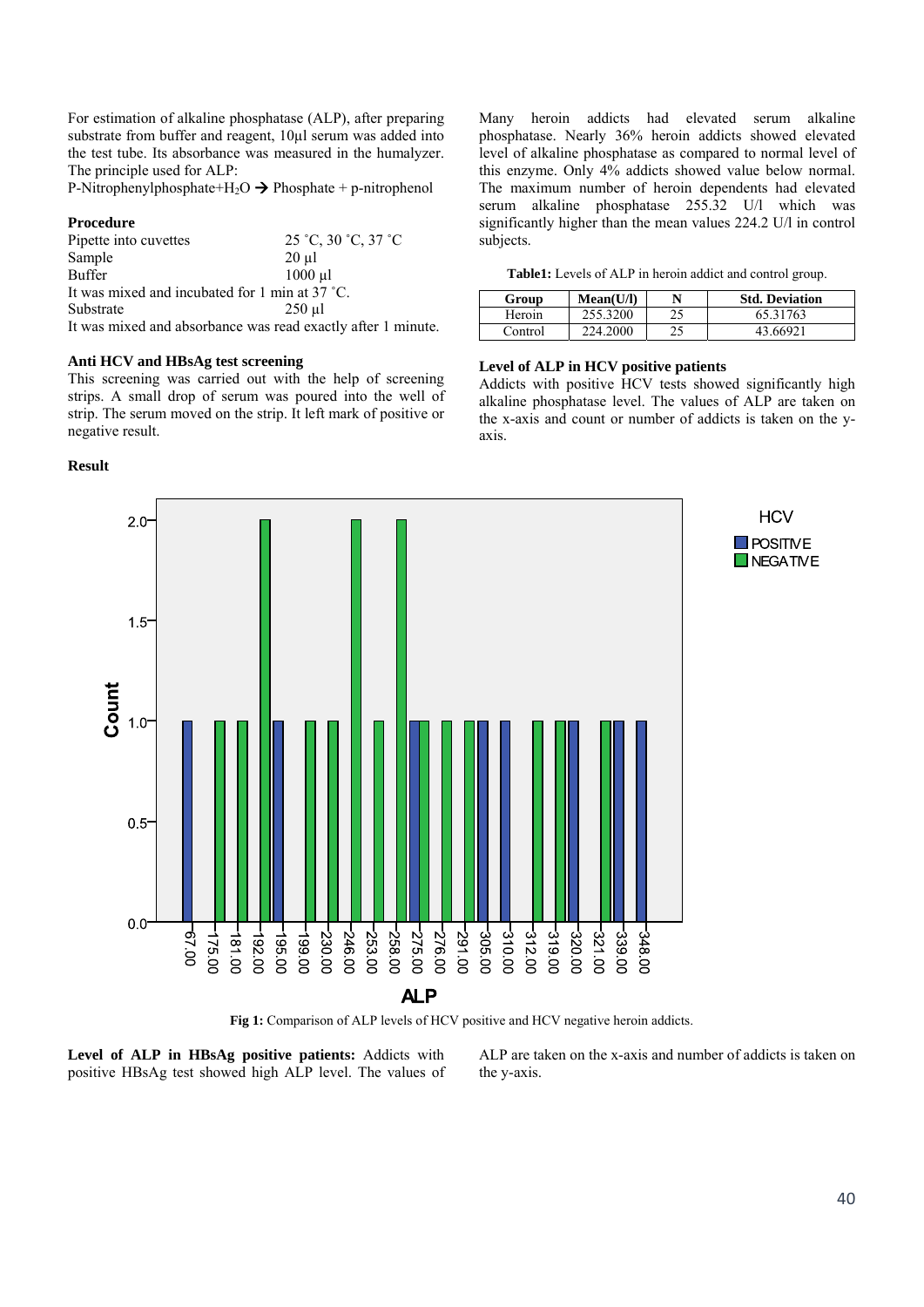For estimation of alkaline phosphatase (ALP), after preparing substrate from buffer and reagent, 10µl serum was added into the test tube. Its absorbance was measured in the humalyzer. The principle used for ALP:

P-Nitrophenylphosphate+$H_2O$ → Phosphate + p-nitrophenol

### Procedure

| | |
|---|---|
| Pipette into cuvettes | 25 ˚C, 30 ˚C, 37 ˚C |
| Sample | 20 µl |
| Buffer | 1000 µl |

It was mixed and incubated for 1 min at 37 ˚C.

| | |
|---|---|
| Substrate | 250 µl |

It was mixed and absorbance was read exactly after 1 minute.

### Anti HCV and HBsAg test screening

This screening was carried out with the help of screening strips. A small drop of serum was poured into the well of strip. The serum moved on the strip. It left mark of positive or negative result.

### Result

Many heroin addicts had elevated serum alkaline phosphatase. Nearly 36% heroin addicts showed elevated level of alkaline phosphatase as compared to normal level of this enzyme. Only 4% addicts showed value below normal. The maximum number of heroin dependents had elevated serum alkaline phosphatase 255.32 U/l which was significantly higher than the mean values 224.2 U/l in control subjects.

**Table1:** Levels of ALP in heroin addict and control group.

| Group | Mean(U/l) | N | Std. Deviation |
|---|---|---|---|
| Heroin | 255.3200 | 25 | 65.31763 |
| Control | 224.2000 | 25 | 43.66921 |

### Level of ALP in HCV positive patients

Addicts with positive HCV tests showed significantly high alkaline phosphatase level. The values of ALP are taken on the x-axis and count or number of addicts is taken on the y-axis.

**Fig 1:** Comparison of ALP levels of HCV positive and HCV negative heroin addicts.

**Level of ALP in HBsAg positive patients:** Addicts with positive HBsAg test showed high ALP level. The values of ALP are taken on the x-axis and number of addicts is taken on the y-axis.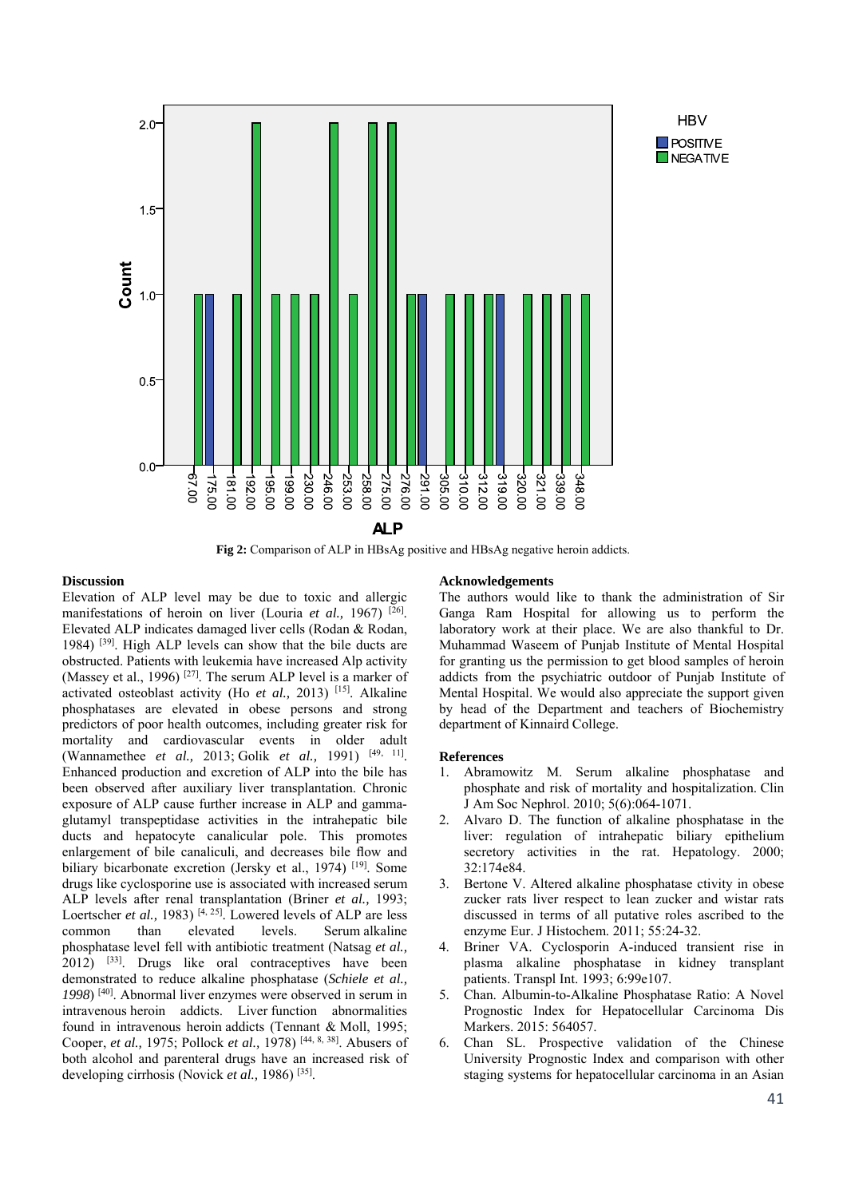HBV

POSITIVE

NEGATIVE

Count

ALP

**Fig 2:** Comparison of ALP in HBsAg positive and HBsAg negative heroin addicts.

## Discussion

Elevation of ALP level may be due to toxic and allergic manifestations of heroin on liver (Louria *et al.,* 1967) [26]. Elevated ALP indicates damaged liver cells (Rodan & Rodan, 1984) [39]. High ALP levels can show that the bile ducts are obstructed. Patients with leukemia have increased Alp activity (Massey et al., 1996) [27]. The serum ALP level is a marker of activated osteoblast activity (Ho *et al.,* 2013) [15]. Alkaline phosphatases are elevated in obese persons and strong predictors of poor health outcomes, including greater risk for mortality and cardiovascular events in older adult (Wannamethee *et al.,* 2013; Golik *et al.,* 1991) [49, 11]. Enhanced production and excretion of ALP into the bile has been observed after auxiliary liver transplantation. Chronic exposure of ALP cause further increase in ALP and gamma-glutamyl transpeptidase activities in the intrahepatic bile ducts and hepatocyte canalicular pole. This promotes enlargement of bile canaliculi, and decreases bile flow and biliary bicarbonate excretion (Jersky et al., 1974) [19]. Some drugs like cyclosporine use is associated with increased serum ALP levels after renal transplantation (Briner *et al.,* 1993; Loertscher *et al.,* 1983) [4, 25]. Lowered levels of ALP are less common than elevated levels. Serum alkaline phosphatase level fell with antibiotic treatment (Natsag *et al.,* 2012) [33]. Drugs like oral contraceptives have been demonstrated to reduce alkaline phosphatase (*Schiele et al., 1998*) [40]. Abnormal liver enzymes were observed in serum in intravenous heroin addicts. Liver function abnormalities found in intravenous heroin addicts (Tennant & Moll, 1995; Cooper, *et al.,* 1975; Pollock *et al.,* 1978) [44, 8, 38]. Abusers of both alcohol and parenteral drugs have an increased risk of developing cirrhosis (Novick *et al.,* 1986) [35].

## Acknowledgements

The authors would like to thank the administration of Sir Ganga Ram Hospital for allowing us to perform the laboratory work at their place. We are also thankful to Dr. Muhammad Waseem of Punjab Institute of Mental Hospital for granting us the permission to get blood samples of heroin addicts from the psychiatric outdoor of Punjab Institute of Mental Hospital. We would also appreciate the support given by head of the Department and teachers of Biochemistry department of Kinnaird College.

## References

1. Abramowitz M. Serum alkaline phosphatase and phosphate and risk of mortality and hospitalization. Clin J Am Soc Nephrol. 2010; 5(6):064-1071.
2. Alvaro D. The function of alkaline phosphatase in the liver: regulation of intrahepatic biliary epithelium secretory activities in the rat. Hepatology. 2000; 32:174e84.
3. Bertone V. Altered alkaline phosphatase ctivity in obese zucker rats liver respect to lean zucker and wistar rats discussed in terms of all putative roles ascribed to the enzyme Eur. J Histochem. 2011; 55:24-32.
4. Briner VA. Cyclosporin A-induced transient rise in plasma alkaline phosphatase in kidney transplant patients. Transpl Int. 1993; 6:99e107.
5. Chan. Albumin-to-Alkaline Phosphatase Ratio: A Novel Prognostic Index for Hepatocellular Carcinoma Dis Markers. 2015: 564057.
6. Chan SL. Prospective validation of the Chinese University Prognostic Index and comparison with other staging systems for hepatocellular carcinoma in an Asian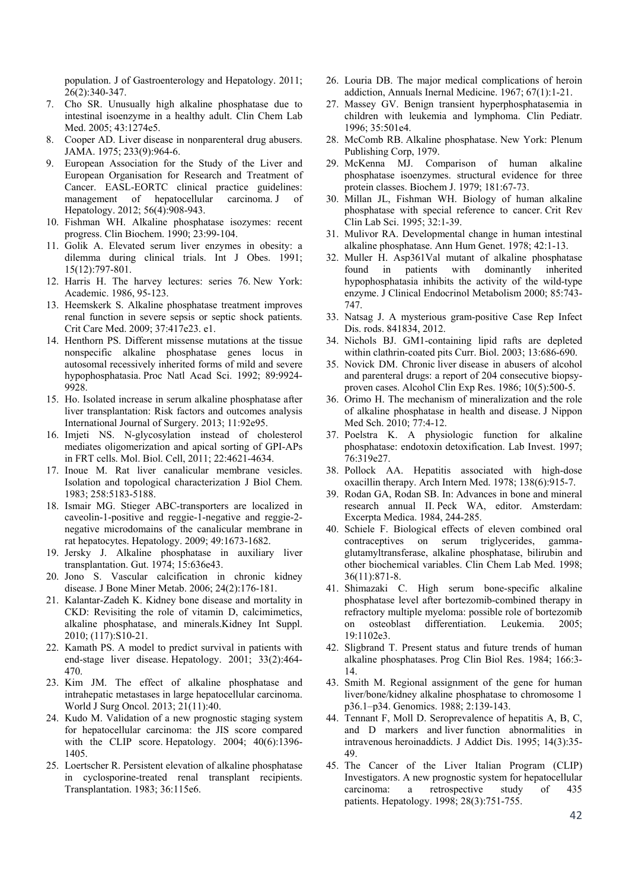population. J of Gastroenterology and Hepatology. 2011; 26(2):340-347.

7. Cho SR. Unusually high alkaline phosphatase due to intestinal isoenzyme in a healthy adult. Clin Chem Lab Med. 2005; 43:1274e5.
8. Cooper AD. Liver disease in nonparenteral drug abusers. JAMA. 1975; 233(9):964-6.
9. European Association for the Study of the Liver and European Organisation for Research and Treatment of Cancer. EASL-EORTC clinical practice guidelines: management of hepatocellular carcinoma. J of Hepatology. 2012; 56(4):908-943.
10. Fishman WH. Alkaline phosphatase isozymes: recent progress. Clin Biochem. 1990; 23:99-104.
11. Golik A. Elevated serum liver enzymes in obesity: a dilemma during clinical trials. Int J Obes. 1991; 15(12):797-801.
12. Harris H. The harvey lectures: series 76. New York: Academic. 1986, 95-123.
13. Heemskerk S. Alkaline phosphatase treatment improves renal function in severe sepsis or septic shock patients. Crit Care Med. 2009; 37:417e23. e1.
14. Henthorn PS. Different missense mutations at the tissue nonspecific alkaline phosphatase genes locus in autosomal recessively inherited forms of mild and severe hypophosphatasia. Proc Natl Acad Sci. 1992; 89:9924-9928.
15. Ho. Isolated increase in serum alkaline phosphatase after liver transplantation: Risk factors and outcomes analysis International Journal of Surgery. 2013; 11:92e95.
16. Imjeti NS. N-glycosylation instead of cholesterol mediates oligomerization and apical sorting of GPI-APs in FRT cells. Mol. Biol. Cell, 2011; 22:4621-4634.
17. Inoue M. Rat liver canalicular membrane vesicles. Isolation and topological characterization J Biol Chem. 1983; 258:5183-5188.
18. Ismair MG. Stieger ABC-transporters are localized in caveolin-1-positive and reggie-1-negative and reggie-2-negative microdomains of the canalicular membrane in rat hepatocytes. Hepatology. 2009; 49:1673-1682.
19. Jersky J. Alkaline phosphatase in auxiliary liver transplantation. Gut. 1974; 15:636e43.
20. Jono S. Vascular calcification in chronic kidney disease. J Bone Miner Metab. 2006; 24(2):176-181.
21. Kalantar-Zadeh K. Kidney bone disease and mortality in CKD: Revisiting the role of vitamin D, calcimimetics, alkaline phosphatase, and minerals.Kidney Int Suppl. 2010; (117):S10-21.
22. Kamath PS. A model to predict survival in patients with end-stage liver disease. Hepatology. 2001; 33(2):464-470.
23. Kim JM. The effect of alkaline phosphatase and intrahepatic metastases in large hepatocellular carcinoma. World J Surg Oncol. 2013; 21(11):40.
24. Kudo M. Validation of a new prognostic staging system for hepatocellular carcinoma: the JIS score compared with the CLIP score. Hepatology. 2004; 40(6):1396-1405.
25. Loertscher R. Persistent elevation of alkaline phosphatase in cyclosporine-treated renal transplant recipients. Transplantation. 1983; 36:115e6.
26. Louria DB. The major medical complications of heroin addiction, Annuals Inernal Medicine. 1967; 67(1):1-21.
27. Massey GV. Benign transient hyperphosphatasemia in children with leukemia and lymphoma. Clin Pediatr. 1996; 35:501e4.
28. McComb RB. Alkaline phosphatase. New York: Plenum Publishing Corp, 1979.
29. McKenna MJ. Comparison of human alkaline phosphatase isoenzymes. structural evidence for three protein classes. Biochem J. 1979; 181:67-73.
30. Millan JL, Fishman WH. Biology of human alkaline phosphatase with special reference to cancer. Crit Rev Clin Lab Sci. 1995; 32:1-39.
31. Mulivor RA. Developmental change in human intestinal alkaline phosphatase. Ann Hum Genet. 1978; 42:1-13.
32. Muller H. Asp361Val mutant of alkaline phosphatase found in patients with dominantly inherited hypophosphatasia inhibits the activity of the wild-type enzyme. J Clinical Endocrinol Metabolism 2000; 85:743-747.
33. Natsag J. A mysterious gram-positive Case Rep Infect Dis. rods. 841834, 2012.
34. Nichols BJ. GM1-containing lipid rafts are depleted within clathrin-coated pits Curr. Biol. 2003; 13:686-690.
35. Novick DM. Chronic liver disease in abusers of alcohol and parenteral drugs: a report of 204 consecutive biopsy-proven cases. Alcohol Clin Exp Res. 1986; 10(5):500-5.
36. Orimo H. The mechanism of mineralization and the role of alkaline phosphatase in health and disease. J Nippon Med Sch. 2010; 77:4-12.
37. Poelstra K. A physiologic function for alkaline phosphatase: endotoxin detoxification. Lab Invest. 1997; 76:319e27.
38. Pollock AA. Hepatitis associated with high-dose oxacillin therapy. Arch Intern Med. 1978; 138(6):915-7.
39. Rodan GA, Rodan SB. In: Advances in bone and mineral research annual II. Peck WA, editor. Amsterdam: Excerpta Medica. 1984, 244-285.
40. Schiele F. Biological effects of eleven combined oral contraceptives on serum triglycerides, gamma-glutamyltransferase, alkaline phosphatase, bilirubin and other biochemical variables. Clin Chem Lab Med. 1998; 36(11):871-8.
41. Shimazaki C. High serum bone-specific alkaline phosphatase level after bortezomib-combined therapy in refractory multiple myeloma: possible role of bortezomib on osteoblast differentiation. Leukemia. 2005; 19:1102e3.
42. Sligbrand T. Present status and future trends of human alkaline phosphatases. Prog Clin Biol Res. 1984; 166:3-14.
43. Smith M. Regional assignment of the gene for human liver/bone/kidney alkaline phosphatase to chromosome 1 p36.1–p34. Genomics. 1988; 2:139-143.
44. Tennant F, Moll D. Seroprevalence of hepatitis A, B, C, and D markers and liver function abnormalities in intravenous heroinaddicts. J Addict Dis. 1995; 14(3):35-49.
45. The Cancer of the Liver Italian Program (CLIP) Investigators. A new prognostic system for hepatocellular carcinoma: a retrospective study of 435 patients. Hepatology. 1998; 28(3):751-755.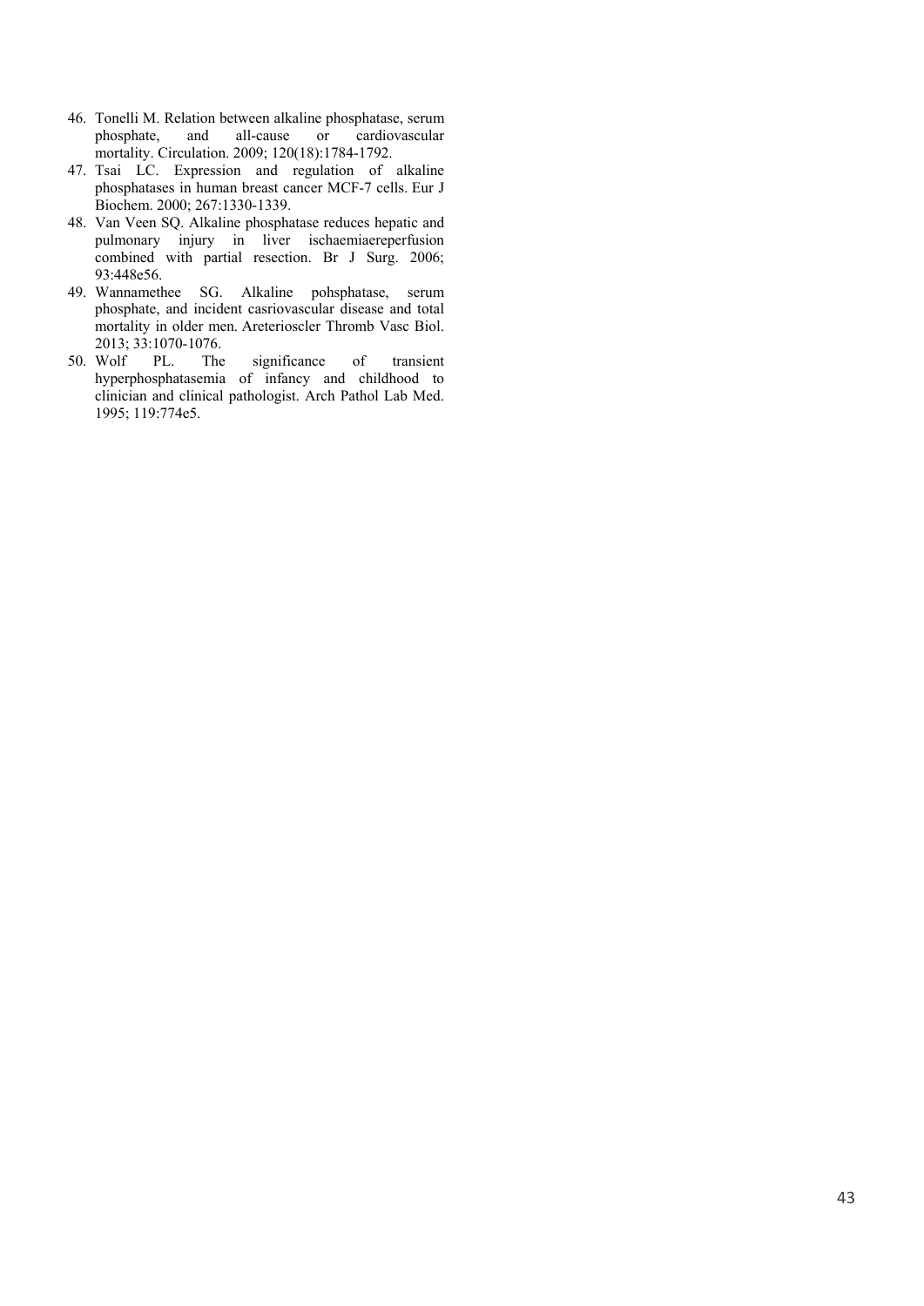46. Tonelli M. Relation between alkaline phosphatase, serum phosphate, and all-cause or cardiovascular mortality. Circulation. 2009; 120(18):1784-1792.
47. Tsai LC. Expression and regulation of alkaline phosphatases in human breast cancer MCF-7 cells. Eur J Biochem. 2000; 267:1330-1339.
48. Van Veen SQ. Alkaline phosphatase reduces hepatic and pulmonary injury in liver ischaemiaereperfusion combined with partial resection. Br J Surg. 2006; 93:448e56.
49. Wannamethee SG. Alkaline pohsphatase, serum phosphate, and incident casriovascular disease and total mortality in older men. Areterioscler Thromb Vasc Biol. 2013; 33:1070-1076.
50. Wolf PL. The significance of transient hyperphosphatasemia of infancy and childhood to clinician and clinical pathologist. Arch Pathol Lab Med. 1995; 119:774e5.